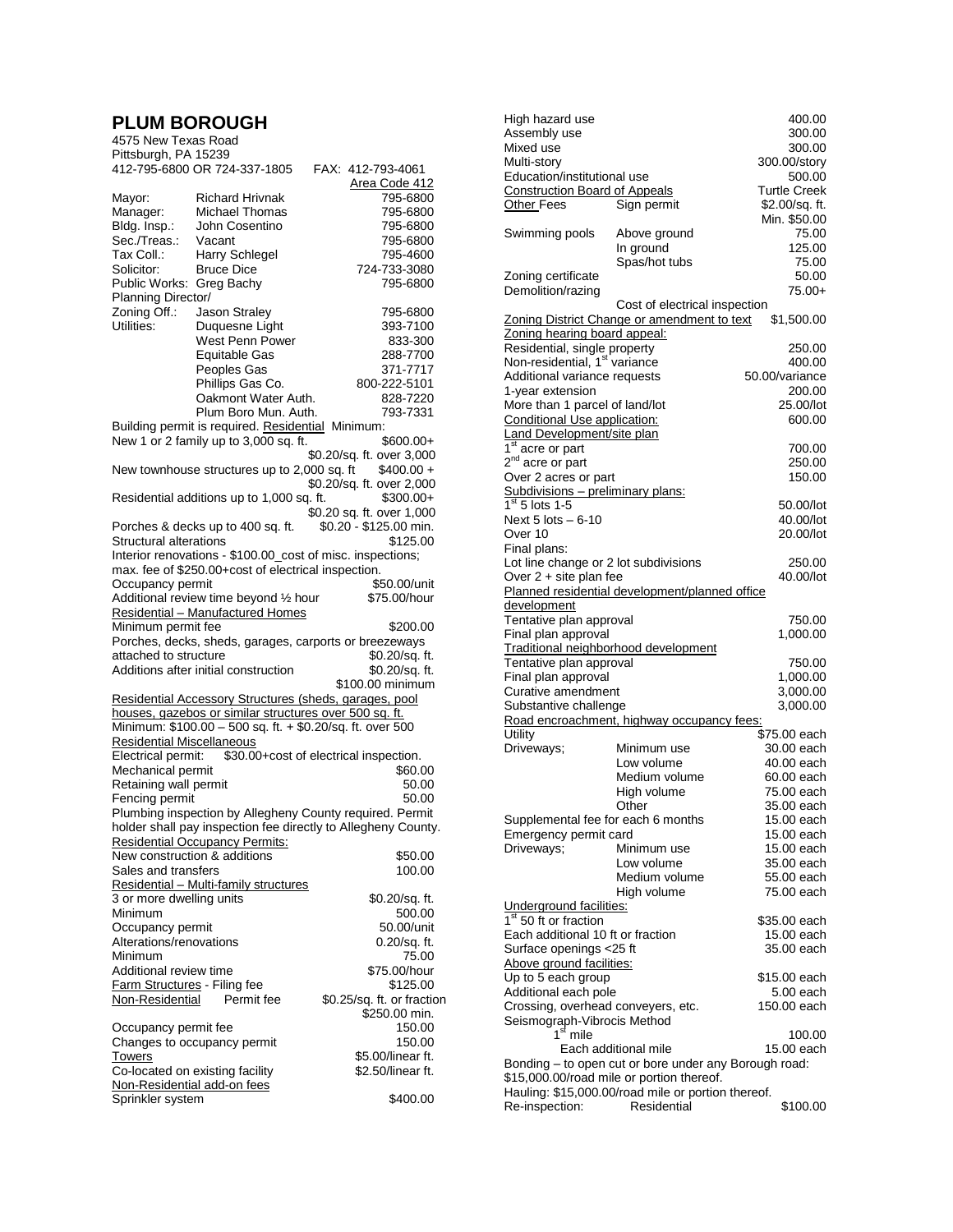# PLUM BOROUGH

4575 New Texas Road
Pittsburgh, PA 15239
412-795-6800 OR 724-337-1805 FAX: 412-793-4061

| | | Area Code 412 |
|---|---|---|
| Mayor: | Richard Hrivnak | 795-6800 |
| Manager: | Michael Thomas | 795-6800 |
| Bldg. Insp.: | John Cosentino | 795-6800 |
| Sec./Treas.: | Vacant | 795-6800 |
| Tax Coll.: | Harry Schlegel | 795-4600 |
| Solicitor: | Bruce Dice | 724-733-3080 |
| Public Works: | Greg Bachy | 795-6800 |
| Planning Director/ Zoning Off.: | Jason Straley | 795-6800 |
| Utilities: | Duquesne Light | 393-7100 |
| | West Penn Power | 833-300 |
| | Equitable Gas | 288-7700 |
| | Peoples Gas | 371-7717 |
| | Phillips Gas Co. | 800-222-5101 |
| | Oakmont Water Auth. | 828-7220 |
| | Plum Boro Mun. Auth. | 793-7331 |

Building permit is required. Residential Minimum:

| | |
|---|---|
| New 1 or 2 family up to 3,000 sq. ft. | $600.00+ $0.20/sq. ft. over 3,000 |
| New townhouse structures up to 2,000 sq. ft | $400.00 + $0.20/sq. ft. over 2,000 |
| Residential additions up to 1,000 sq. ft. | $300.00+ $0.20 sq. ft. over 1,000 |
| Porches & decks up to 400 sq. ft. | $0.20 - $125.00 min. |
| Structural alterations | $125.00 |

Interior renovations - $100.00_cost of misc. inspections; max. fee of $250.00+cost of electrical inspection.

| | |
|---|---|
| Occupancy permit | $50.00/unit |
| Additional review time beyond ½ hour | $75.00/hour |

**Residential – Manufactured Homes**

| | |
|---|---|
| Minimum permit fee | $200.00 |
| Porches, decks, sheds, garages, carports or breezeways attached to structure | $0.20/sq. ft. |
| Additions after initial construction | $0.20/sq. ft. $100.00 minimum |

**Residential Accessory Structures (sheds, garages, pool houses, gazebos or similar structures over 500 sq. ft.**

Minimum: $100.00 – 500 sq. ft. + $0.20/sq. ft. over 500

**Residential Miscellaneous**

| | |
|---|---|
| Electrical permit: | $30.00+cost of electrical inspection. |
| Mechanical permit | $60.00 |
| Retaining wall permit | 50.00 |
| Fencing permit | 50.00 |

Plumbing inspection by Allegheny County required. Permit holder shall pay inspection fee directly to Allegheny County.

**Residential Occupancy Permits:**

| | |
|---|---|
| New construction & additions | $50.00 |
| Sales and transfers | 100.00 |

**Residential – Multi-family structures**

| | |
|---|---|
| 3 or more dwelling units | $0.20/sq. ft. |
| Minimum | 500.00 |
| Occupancy permit | 50.00/unit |
| Alterations/renovations | 0.20/sq. ft. |
| Minimum | 75.00 |
| Additional review time | $75.00/hour |
| Farm Structures - Filing fee | $125.00 |
| Non-Residential Permit fee | $0.25/sq. ft. or fraction $250.00 min. |
| Occupancy permit fee | 150.00 |
| Changes to occupancy permit | 150.00 |
| Towers | $5.00/linear ft. |
| Co-located on existing facility | $2.50/linear ft. |

**Non-Residential add-on fees**

| | |
|---|---|
| Sprinkler system | $400.00 |
| High hazard use | 400.00 |
| Assembly use | 300.00 |
| Mixed use | 300.00 |
| Multi-story | 300.00/story |
| Education/institutional use | 500.00 |
| Construction Board of Appeals | Turtle Creek |

| | | |
|---|---|---|
| Other Fees | Sign permit | $2.00/sq. ft. Min. $50.00 |
| Swimming pools | Above ground | 75.00 |
| | In ground | 125.00 |
| | Spas/hot tubs | 75.00 |
| Zoning certificate | | 50.00 |
| Demolition/razing | | 75.00+ |
| | Cost of electrical inspection | |

| | |
|---|---|
| Zoning District Change or amendment to text | $1,500.00 |

**Zoning hearing board appeal:**

| | |
|---|---|
| Residential, single property | 250.00 |
| Non-residential, 1st variance | 400.00 |
| Additional variance requests | 50.00/variance |
| 1-year extension | 200.00 |
| More than 1 parcel of land/lot | 25.00/lot |
| Conditional Use application: | 600.00 |

**Land Development/site plan**

| | |
|---|---|
| 1st acre or part | 700.00 |
| 2nd acre or part | 250.00 |
| Over 2 acres or part | 150.00 |

**Subdivisions – preliminary plans:**

| | |
|---|---|
| 1st 5 lots 1-5 | 50.00/lot |
| Next 5 lots – 6-10 | 40.00/lot |
| Over 10 | 20.00/lot |

Final plans:

| | |
|---|---|
| Lot line change or 2 lot subdivisions | 250.00 |
| Over 2 + site plan fee | 40.00/lot |

**Planned residential development/planned office development**

| | |
|---|---|
| Tentative plan approval | 750.00 |
| Final plan approval | 1,000.00 |

**Traditional neighborhood development**

| | |
|---|---|
| Tentative plan approval | 750.00 |
| Final plan approval | 1,000.00 |
| Curative amendment | 3,000.00 |
| Substantive challenge | 3,000.00 |

**Road encroachment, highway occupancy fees:**

| | | |
|---|---|---|
| Utility | | $75.00 each |
| Driveways; | Minimum use | 30.00 each |
| | Low volume | 40.00 each |
| | Medium volume | 60.00 each |
| | High volume | 75.00 each |
| | Other | 35.00 each |
| Supplemental fee for each 6 months | | 15.00 each |
| Emergency permit card | | 15.00 each |
| Driveways; | Minimum use | 15.00 each |
| | Low volume | 35.00 each |
| | Medium volume | 55.00 each |
| | High volume | 75.00 each |

**Underground facilities:**

| | |
|---|---|
| 1st 50 ft or fraction | $35.00 each |
| Each additional 10 ft or fraction | 15.00 each |
| Surface openings <25 ft | 35.00 each |

**Above ground facilities:**

| | |
|---|---|
| Up to 5 each group | $15.00 each |
| Additional each pole | 5.00 each |
| Crossing, overhead conveyers, etc. | 150.00 each |

Seismograph-Vibrocis Method

| | |
|---|---|
| 1st mile | 100.00 |
| Each additional mile | 15.00 each |

Bonding – to open cut or bore under any Borough road: $15,000.00/road mile or portion thereof.

Hauling: $15,000.00/road mile or portion thereof.

| | | |
|---|---|---|
| Re-inspection: | Residential | $100.00 |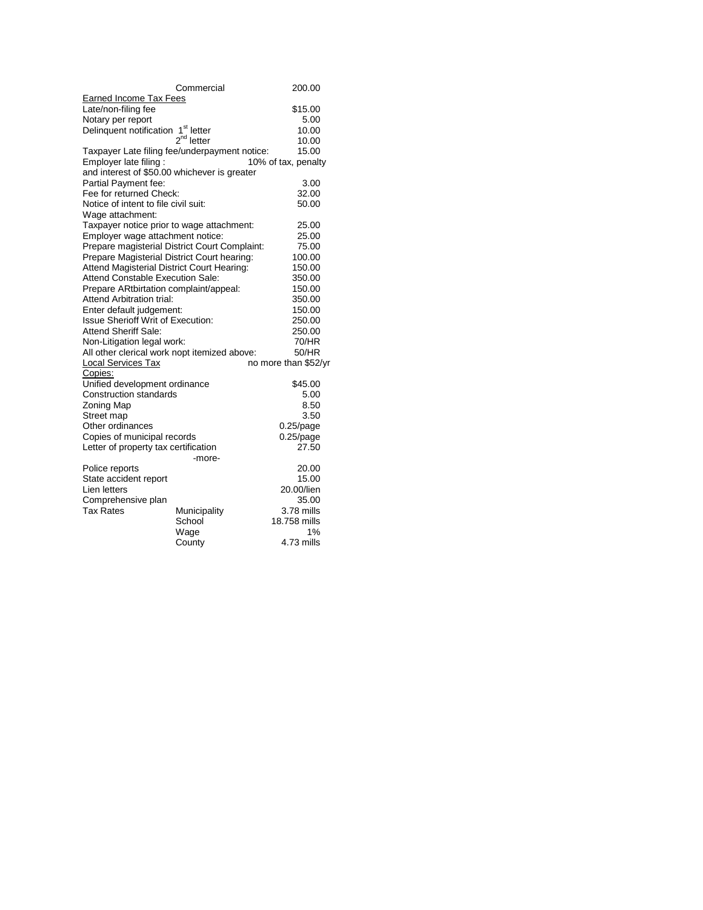| | | |
|---|---|---|
| | Commercial | 200.00 |
| **Earned Income Tax Fees** | | |
| Late/non-filing fee | | $15.00 |
| Notary per report | | 5.00 |
| Delinquent notification 1st letter | | 10.00 |
| | 2nd letter | 10.00 |
| Taxpayer Late filing fee/underpayment notice: | | 15.00 |
| Employer late filing : | | 10% of tax, penalty |
| and interest of $50.00 whichever is greater | | |
| Partial Payment fee: | | 3.00 |
| Fee for returned Check: | | 32.00 |
| Notice of intent to file civil suit: | | 50.00 |
| Wage attachment: | | |
| Taxpayer notice prior to wage attachment: | | 25.00 |
| Employer wage attachment notice: | | 25.00 |
| Prepare magisterial District Court Complaint: | | 75.00 |
| Prepare Magisterial District Court hearing: | | 100.00 |
| Attend Magisterial District Court Hearing: | | 150.00 |
| Attend Constable Execution Sale: | | 350.00 |
| Prepare ARtbirtation complaint/appeal: | | 150.00 |
| Attend Arbitration trial: | | 350.00 |
| Enter default judgement: | | 150.00 |
| Issue Sherioff Writ of Execution: | | 250.00 |
| Attend Sheriff Sale: | | 250.00 |
| Non-Litigation legal work: | | 70/HR |
| All other clerical work nopt itemized above: | | 50/HR |
| **Local Services Tax** | | no more than $52/yr |
| **Copies:** | | |
| Unified development ordinance | | $45.00 |
| Construction standards | | 5.00 |
| Zoning Map | | 8.50 |
| Street map | | 3.50 |
| Other ordinances | | 0.25/page |
| Copies of municipal records | | 0.25/page |
| Letter of property tax certification | | 27.50 |
| | -more- | |
| Police reports | | 20.00 |
| State accident report | | 15.00 |
| Lien letters | | 20.00/lien |
| Comprehensive plan | | 35.00 |
| Tax Rates | Municipality | 3.78 mills |
| | School | 18.758 mills |
| | Wage | 1% |
| | County | 4.73 mills |